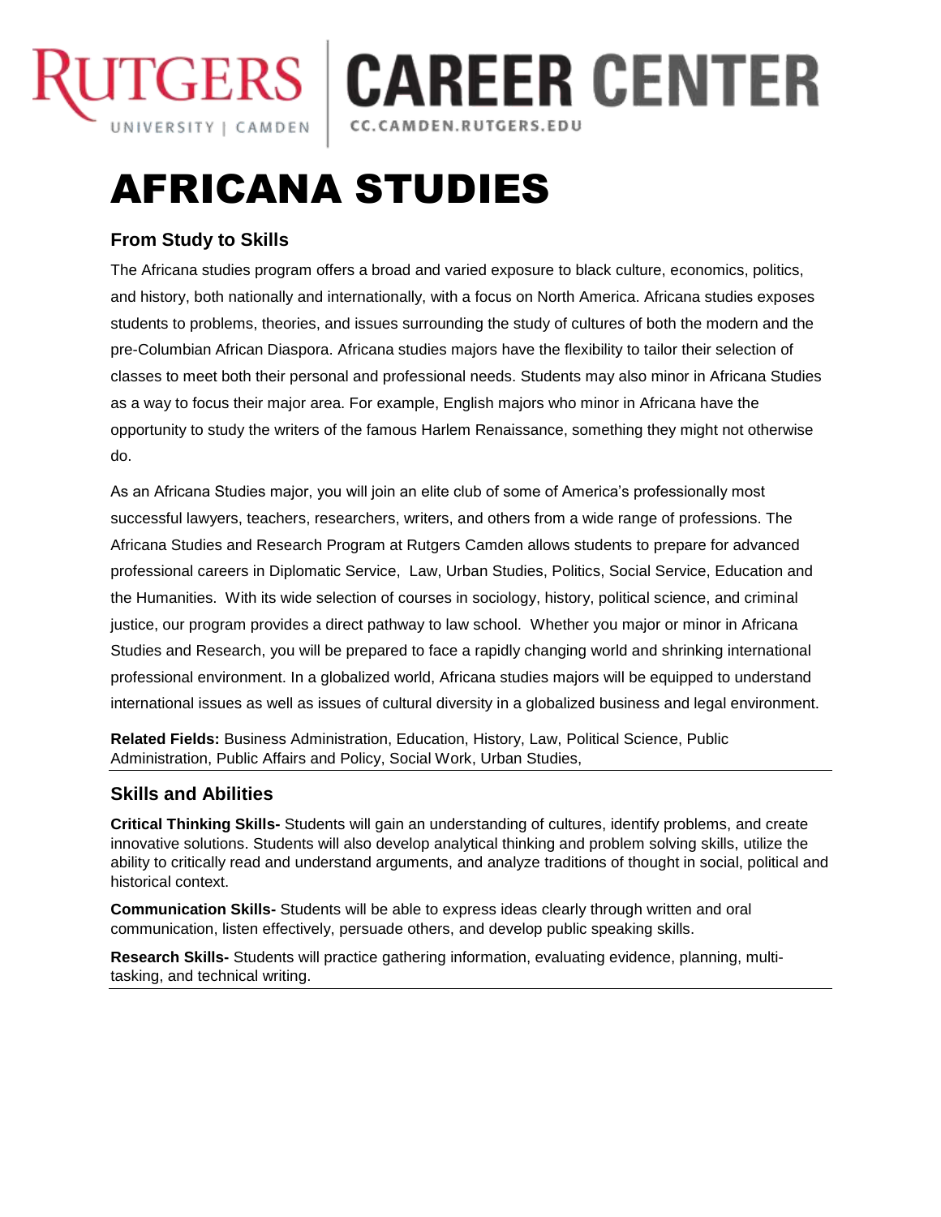# AFRICANA STUDIES

## From Study to Skills

The Africana studies program offers a broad and varied exposure to black culture, economics, politics, and history, both nationally and internationally, with a focus on North America. Africana studies exposes students to problems, theories, and issues surrounding the study of cultures of both the modern and the pre-Columbian African Diaspora. Africana studies majors have the flexibility to tailor their selection of classes to meet both their personal and professional needs. Students may also minor in Africana Studies as a way to focus their major area. For example, English majors who minor in Africana have the opportunity to study the writers of the famous Harlem Renaissance, something they might not otherwise do.

As an Africana Studies major, you will join an elite club of some of America's professionally most successful lawyers, teachers, researchers, writers, and others from a wide range of professions. The Africana Studies and Research Program at Rutgers Camden allows students to prepare for advanced professional careers in Diplomatic Service, Law, Urban Studies, Politics, Social Service, Education and the Humanities. With its wide selection of courses in sociology, history, political science, and criminal justice, our program provides a direct pathway to law school. Whether you major or minor in Africana Studies and Research, you will be prepared to face a rapidly changing world and shrinking international professional environment. In a globalized world, Africana studies majors will be equipped to understand international issues as well as issues of cultural diversity in a globalized business and legal environment.

**Related Fields:** Business Administration, Education, History, Law, Political Science, Public Administration, Public Affairs and Policy, Social Work, Urban Studies,

## Skills and Abilities

**Critical Thinking Skills-** Students will gain an understanding of cultures, identify problems, and create innovative solutions. Students will also develop analytical thinking and problem solving skills, utilize the ability to critically read and understand arguments, and analyze traditions of thought in social, political and historical context.

**Communication Skills-** Students will be able to express ideas clearly through written and oral communication, listen effectively, persuade others, and develop public speaking skills.

**Research Skills-** Students will practice gathering information, evaluating evidence, planning, multi-tasking, and technical writing.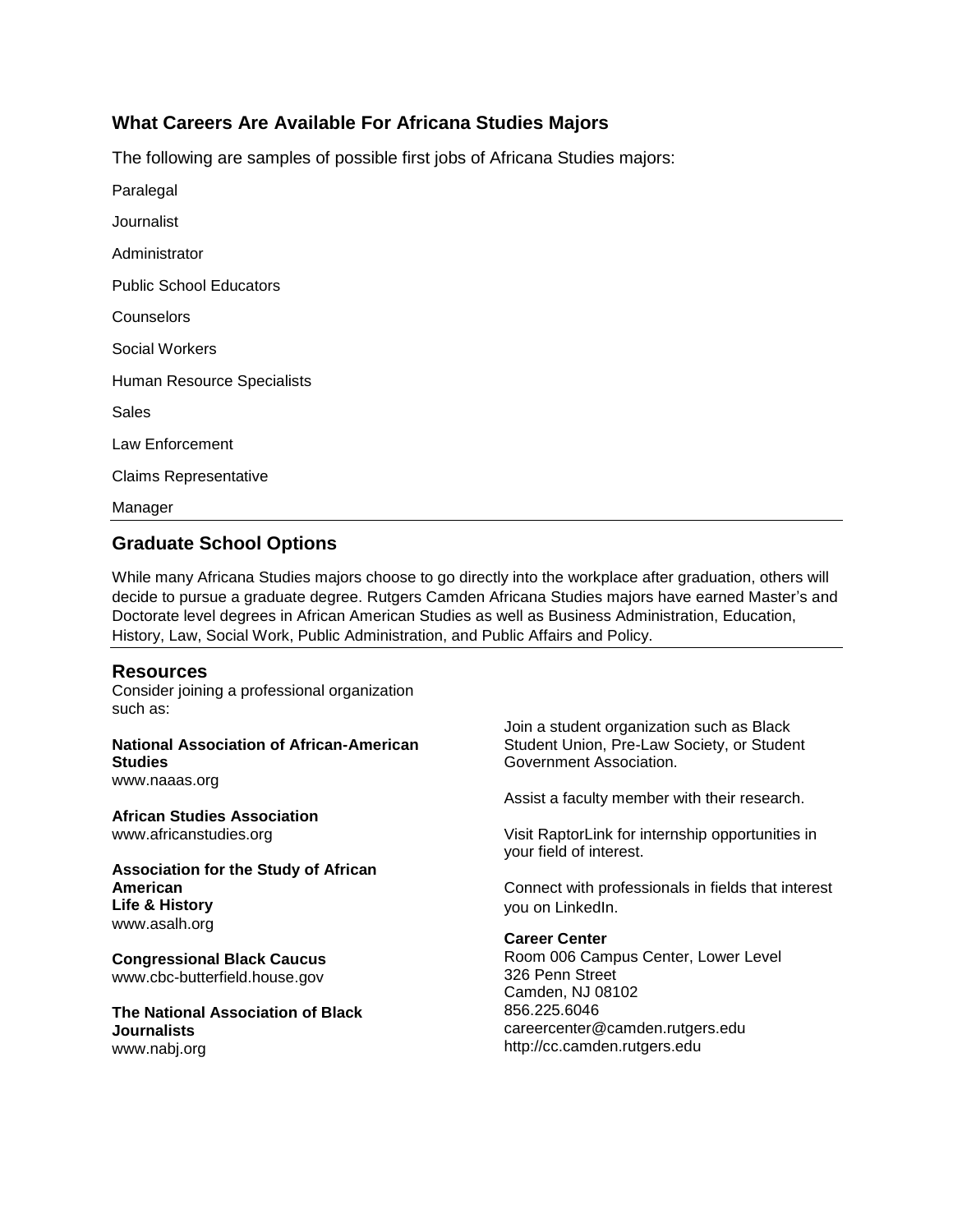## What Careers Are Available For Africana Studies Majors

The following are samples of possible first jobs of Africana Studies majors:

Paralegal

Journalist

Administrator

Public School Educators

Counselors

Social Workers

Human Resource Specialists

Sales

Law Enforcement

Claims Representative

Manager

---

## Graduate School Options

While many Africana Studies majors choose to go directly into the workplace after graduation, others will decide to pursue a graduate degree. Rutgers Camden Africana Studies majors have earned Master's and Doctorate level degrees in African American Studies as well as Business Administration, Education, History, Law, Social Work, Public Administration, and Public Affairs and Policy.

---

## Resources

Consider joining a professional organization such as:

**National Association of African-American Studies**
www.naaas.org

**African Studies Association**
www.africanstudies.org

**Association for the Study of African American Life & History**
www.asalh.org

**Congressional Black Caucus**
www.cbc-butterfield.house.gov

**The National Association of Black Journalists**
www.nabj.org

Join a student organization such as Black Student Union, Pre-Law Society, or Student Government Association.

Assist a faculty member with their research.

Visit RaptorLink for internship opportunities in your field of interest.

Connect with professionals in fields that interest you on LinkedIn.

**Career Center**
Room 006 Campus Center, Lower Level
326 Penn Street
Camden, NJ 08102
856.225.6046
careercenter@camden.rutgers.edu
http://cc.camden.rutgers.edu